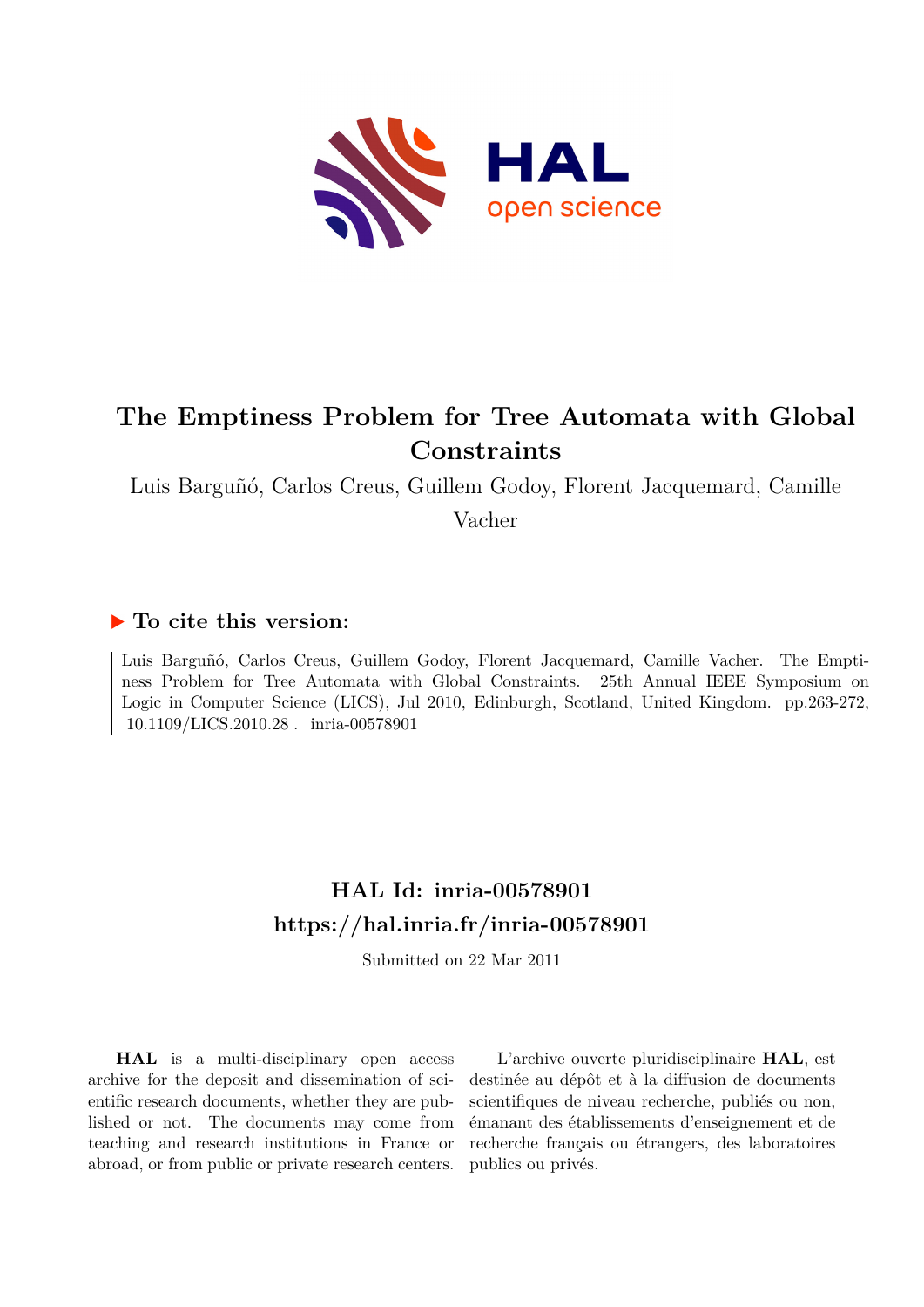# The Emptiness Problem for Tree Automata with Global Constraints

Luis Barguñó, Carlos Creus, Guillem Godoy, Florent Jacquemard, Camille Vacher

## ▶ To cite this version:

Luis Barguñó, Carlos Creus, Guillem Godoy, Florent Jacquemard, Camille Vacher. The Emptiness Problem for Tree Automata with Global Constraints. 25th Annual IEEE Symposium on Logic in Computer Science (LICS), Jul 2010, Edinburgh, Scotland, United Kingdom. pp.263-272, 10.1109/LICS.2010.28 . inria-00578901

## HAL Id: inria-00578901
## https://hal.inria.fr/inria-00578901

Submitted on 22 Mar 2011

**HAL** is a multi-disciplinary open access archive for the deposit and dissemination of scientific research documents, whether they are published or not. The documents may come from teaching and research institutions in France or abroad, or from public or private research centers.

L'archive ouverte pluridisciplinaire **HAL**, est destinée au dépôt et à la diffusion de documents scientifiques de niveau recherche, publiés ou non, émanant des établissements d'enseignement et de recherche français ou étrangers, des laboratoires publics ou privés.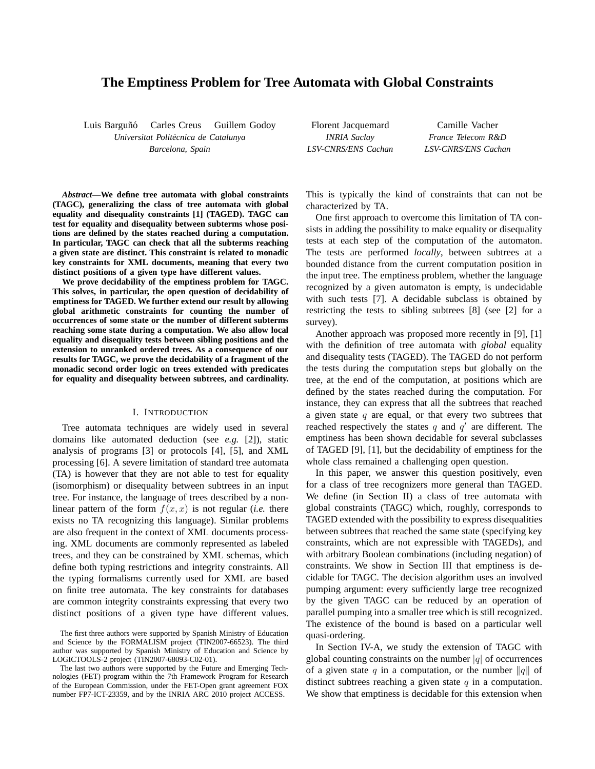# The Emptiness Problem for Tree Automata with Global Constraints

Luis Barguñó   Carles Creus   Guillem Godoy
*Universitat Politècnica de Catalunya*
*Barcelona, Spain*

Florent Jacquemard
*INRIA Saclay*
*LSV-CNRS/ENS Cachan*

Camille Vacher
*France Telecom R&D*
*LSV-CNRS/ENS Cachan*

***Abstract*—We define tree automata with global constraints (TAGC), generalizing the class of tree automata with global equality and disequality constraints [1] (TAGED). TAGC can test for equality and disequality between subterms whose positions are defined by the states reached during a computation. In particular, TAGC can check that all the subterms reaching a given state are distinct. This constraint is related to monadic key constraints for XML documents, meaning that every two distinct positions of a given type have different values.**

**We prove decidability of the emptiness problem for TAGC. This solves, in particular, the open question of decidability of emptiness for TAGED. We further extend our result by allowing global arithmetic constraints for counting the number of occurrences of some state or the number of different subterms reaching some state during a computation. We also allow local equality and disequality tests between sibling positions and the extension to unranked ordered trees. As a consequence of our results for TAGC, we prove the decidability of a fragment of the monadic second order logic on trees extended with predicates for equality and disequality between subtrees, and cardinality.**

## I. Introduction

Tree automata techniques are widely used in several domains like automated deduction (see *e.g.* [2]), static analysis of programs [3] or protocols [4], [5], and XML processing [6]. A severe limitation of standard tree automata (TA) is however that they are not able to test for equality (isomorphism) or disequality between subtrees in an input tree. For instance, the language of trees described by a non-linear pattern of the form $f(x, x)$ is not regular (*i.e.* there exists no TA recognizing this language). Similar problems are also frequent in the context of XML documents processing. XML documents are commonly represented as labeled trees, and they can be constrained by XML schemas, which define both typing restrictions and integrity constraints. All the typing formalisms currently used for XML are based on finite tree automata. The key constraints for databases are common integrity constraints expressing that every two distinct positions of a given type have different values. This is typically the kind of constraints that can not be characterized by TA.

One first approach to overcome this limitation of TA consists in adding the possibility to make equality or disequality tests at each step of the computation of the automaton. The tests are performed *locally*, between subtrees at a bounded distance from the current computation position in the input tree. The emptiness problem, whether the language recognized by a given automaton is empty, is undecidable with such tests [7]. A decidable subclass is obtained by restricting the tests to sibling subtrees [8] (see [2] for a survey).

Another approach was proposed more recently in [9], [1] with the definition of tree automata with *global* equality and disequality tests (TAGED). The TAGED do not perform the tests during the computation steps but globally on the tree, at the end of the computation, at positions which are defined by the states reached during the computation. For instance, they can express that all the subtrees that reached a given state $q$ are equal, or that every two subtrees that reached respectively the states $q$ and $q'$ are different. The emptiness has been shown decidable for several subclasses of TAGED [9], [1], but the decidability of emptiness for the whole class remained a challenging open question.

In this paper, we answer this question positively, even for a class of tree recognizers more general than TAGED. We define (in Section II) a class of tree automata with global constraints (TAGC) which, roughly, corresponds to TAGED extended with the possibility to express disequalities between subtrees that reached the same state (specifying key constraints, which are not expressible with TAGEDs), and with arbitrary Boolean combinations (including negation) of constraints. We show in Section III that emptiness is decidable for TAGC. The decision algorithm uses an involved pumping argument: every sufficiently large tree recognized by the given TAGC can be reduced by an operation of parallel pumping into a smaller tree which is still recognized. The existence of the bound is based on a particular well quasi-ordering.

In Section IV-A, we study the extension of TAGC with global counting constraints on the number $|q|$ of occurrences of a given state $q$ in a computation, or the number $\|q\|$ of distinct subtrees reaching a given state $q$ in a computation. We show that emptiness is decidable for this extension when

The first three authors were supported by Spanish Ministry of Education and Science by the FORMALISM project (TIN2007-66523). The third author was supported by Spanish Ministry of Education and Science by LOGICTOOLS-2 project (TIN2007-68093-C02-01).

The last two authors were supported by the Future and Emerging Technologies (FET) program within the 7th Framework Program for Research of the European Commission, under the FET-Open grant agreement FOX number FP7-ICT-23359, and by the INRIA ARC 2010 project ACCESS.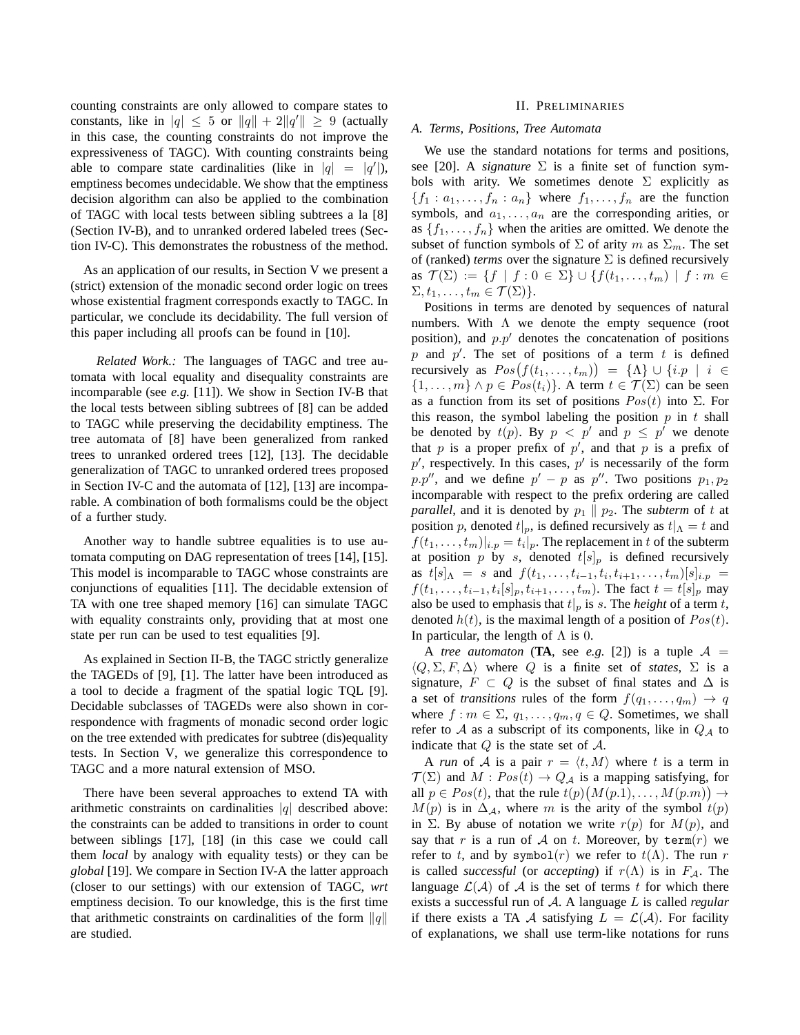counting constraints are only allowed to compare states to constants, like in $|q| \leq 5$ or $\|q\| + 2\|q'\| \geq 9$ (actually in this case, the counting constraints do not improve the expressiveness of TAGC). With counting constraints being able to compare state cardinalities (like in $|q| = |q'|$), emptiness becomes undecidable. We show that the emptiness decision algorithm can also be applied to the combination of TAGC with local tests between sibling subtrees a la [8] (Section IV-B), and to unranked ordered labeled trees (Section IV-C). This demonstrates the robustness of the method.

As an application of our results, in Section V we present a (strict) extension of the monadic second order logic on trees whose existential fragment corresponds exactly to TAGC. In particular, we conclude its decidability. The full version of this paper including all proofs can be found in [10].

*Related Work.:* The languages of TAGC and tree automata with local equality and disequality constraints are incomparable (see *e.g.* [11]). We show in Section IV-B that the local tests between sibling subtrees of [8] can be added to TAGC while preserving the decidability emptiness. The tree automata of [8] have been generalized from ranked trees to unranked ordered trees [12], [13]. The decidable generalization of TAGC to unranked ordered trees proposed in Section IV-C and the automata of [12], [13] are incomparable. A combination of both formalisms could be the object of a further study.

Another way to handle subtree equalities is to use automata computing on DAG representation of trees [14], [15]. This model is incomparable to TAGC whose constraints are conjunctions of equalities [11]. The decidable extension of TA with one tree shaped memory [16] can simulate TAGC with equality constraints only, providing that at most one state per run can be used to test equalities [9].

As explained in Section II-B, the TAGC strictly generalize the TAGEDs of [9], [1]. The latter have been introduced as a tool to decide a fragment of the spatial logic TQL [9]. Decidable subclasses of TAGEDs were also shown in correspondence with fragments of monadic second order logic on the tree extended with predicates for subtree (dis)equality tests. In Section V, we generalize this correspondence to TAGC and a more natural extension of MSO.

There have been several approaches to extend TA with arithmetic constraints on cardinalities $|q|$ described above: the constraints can be added to transitions in order to count between siblings [17], [18] (in this case we could call them *local* by analogy with equality tests) or they can be *global* [19]. We compare in Section IV-A the latter approach (closer to our settings) with our extension of TAGC, *wrt* emptiness decision. To our knowledge, this is the first time that arithmetic constraints on cardinalities of the form $\|q\|$ are studied.

## II. Preliminaries

### A. Terms, Positions, Tree Automata

We use the standard notations for terms and positions, see [20]. A *signature* $\Sigma$ is a finite set of function symbols with arity. We sometimes denote $\Sigma$ explicitly as $\{f_1 : a_1, \ldots, f_n : a_n\}$ where $f_1, \ldots, f_n$ are the function symbols, and $a_1, \ldots, a_n$ are the corresponding arities, or as $\{f_1, \ldots, f_n\}$ when the arities are omitted. We denote the subset of function symbols of $\Sigma$ of arity $m$ as $\Sigma_m$. The set of (ranked) *terms* over the signature $\Sigma$ is defined recursively as $\mathcal{T}(\Sigma) := \{f \mid f : 0 \in \Sigma\} \cup \{f(t_1, \ldots, t_m) \mid f : m \in \Sigma, t_1, \ldots, t_m \in \mathcal{T}(\Sigma)\}$.

Positions in terms are denoted by sequences of natural numbers. With $\Lambda$ we denote the empty sequence (root position), and $p.p'$ denotes the concatenation of positions $p$ and $p'$. The set of positions of a term $t$ is defined recursively as $Pos\big(f(t_1, \ldots, t_m)\big) = \{\Lambda\} \cup \{i.p \mid i \in \{1, \ldots, m\} \wedge p \in Pos(t_i)\}$. A term $t \in \mathcal{T}(\Sigma)$ can be seen as a function from its set of positions $Pos(t)$ into $\Sigma$. For this reason, the symbol labeling the position $p$ in $t$ shall be denoted by $t(p)$. By $p < p'$ and $p \leq p'$ we denote that $p$ is a proper prefix of $p'$, and that $p$ is a prefix of $p'$, respectively. In this cases, $p'$ is necessarily of the form $p.p''$, and we define $p' - p$ as $p''$. Two positions $p_1, p_2$ incomparable with respect to the prefix ordering are called *parallel*, and it is denoted by $p_1 \parallel p_2$. The *subterm* of $t$ at position $p$, denoted $t|_p$, is defined recursively as $t|_\Lambda = t$ and $f(t_1, \ldots, t_m)|_{i.p} = t_i|_p$. The replacement in $t$ of the subterm at position $p$ by $s$, denoted $t[s]_p$ is defined recursively as $t[s]_\Lambda = s$ and $f(t_1, \ldots, t_{i-1}, t_i, t_{i+1}, \ldots, t_m)[s]_{i.p} = f(t_1, \ldots, t_{i-1}, t_i[s]_p, t_{i+1}, \ldots, t_m)$. The fact $t = t[s]_p$ may also be used to emphasis that $t|_p$ is $s$. The *height* of a term $t$, denoted $h(t)$, is the maximal length of a position of $Pos(t)$. In particular, the length of $\Lambda$ is 0.

A *tree automaton* (**TA**, see *e.g.* [2]) is a tuple $\mathcal{A} = \langle Q, \Sigma, F, \Delta\rangle$ where $Q$ is a finite set of *states*, $\Sigma$ is a signature, $F \subset Q$ is the subset of final states and $\Delta$ is a set of *transitions* rules of the form $f(q_1, \ldots, q_m) \to q$ where $f : m \in \Sigma$, $q_1, \ldots, q_m, q \in Q$. Sometimes, we shall refer to $\mathcal{A}$ as a subscript of its components, like in $Q_\mathcal{A}$ to indicate that $Q$ is the state set of $\mathcal{A}$.

A *run* of $\mathcal{A}$ is a pair $r = \langle t, M\rangle$ where $t$ is a term in $\mathcal{T}(\Sigma)$ and $M : Pos(t) \to Q_\mathcal{A}$ is a mapping satisfying, for all $p \in Pos(t)$, that the rule $t(p)\big(M(p.1), \ldots, M(p.m)\big) \to M(p)$ is in $\Delta_\mathcal{A}$, where $m$ is the arity of the symbol $t(p)$ in $\Sigma$. By abuse of notation we write $r(p)$ for $M(p)$, and say that $r$ is a run of $\mathcal{A}$ on $t$. Moreover, by $\mathtt{term}(r)$ we refer to $t$, and by $\mathtt{symbol}(r)$ we refer to $t(\Lambda)$. The run $r$ is called *successful* (or *accepting*) if $r(\Lambda)$ is in $F_\mathcal{A}$. The language $\mathcal{L}(\mathcal{A})$ of $\mathcal{A}$ is the set of terms $t$ for which there exists a successful run of $\mathcal{A}$. A language $L$ is called *regular* if there exists a TA $\mathcal{A}$ satisfying $L = \mathcal{L}(\mathcal{A})$. For facility of explanations, we shall use term-like notations for runs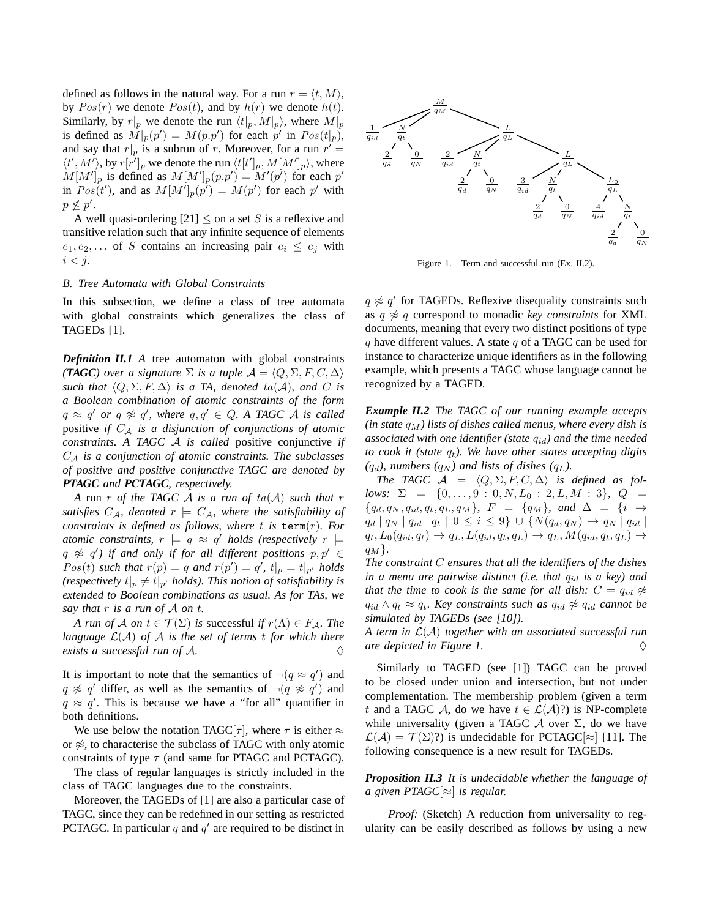defined as follows in the natural way. For a run $r = \langle t, M \rangle$, by $Pos(r)$ we denote $Pos(t)$, and by $h(r)$ we denote $h(t)$. Similarly, by $r|_p$ we denote the run $\langle t|_p, M|_p \rangle$, where $M|_p$ is defined as $M|_p(p') = M(p.p')$ for each $p'$ in $Pos(t|_p)$, and say that $r|_p$ is a subrun of $r$. Moreover, for a run $r' = \langle t', M' \rangle$, by $r[r']_p$ we denote the run $\langle t[t']_p, M[M']_p \rangle$, where $M[M']_p$ is defined as $M[M']_p(p.p') = M'(p')$ for each $p'$ in $Pos(t')$, and as $M[M']_p(p') = M(p')$ for each $p'$ with $p \not\leq p'$.

A well quasi-ordering [21] $\leq$ on a set $S$ is a reflexive and transitive relation such that any infinite sequence of elements $e_1, e_2, \ldots$ of $S$ contains an increasing pair $e_i \leq e_j$ with $i < j$.

### B. Tree Automata with Global Constraints

In this subsection, we define a class of tree automata with global constraints which generalizes the class of TAGEDs [1].

***Definition II.1*** *A* tree automaton with global constraints *(**TAGC**) over a signature $\Sigma$ is a tuple $\mathcal{A} = \langle Q, \Sigma, F, C, \Delta \rangle$ such that $\langle Q, \Sigma, F, \Delta \rangle$ is a TA, denoted $ta(\mathcal{A})$, and $C$ is a Boolean combination of atomic constraints of the form $q \approx q'$ or $q \not\approx q'$, where $q, q' \in Q$. A TAGC $\mathcal{A}$ is called* positive *if $C_{\mathcal{A}}$ is a disjunction of conjunctions of atomic constraints. A TAGC $\mathcal{A}$ is called* positive conjunctive *if $C_{\mathcal{A}}$ is a conjunction of atomic constraints. The subclasses of positive and positive conjunctive TAGC are denoted by **PTAGC** and **PCTAGC**, respectively.*

*A* run *$r$ of the TAGC $\mathcal{A}$ is a run of $ta(\mathcal{A})$ such that $r$ satisfies $C_{\mathcal{A}}$, denoted $r \models C_{\mathcal{A}}$, where the satisfiability of constraints is defined as follows, where $t$ is $\mathtt{term}(r)$. For atomic constraints, $r \models q \approx q'$ holds (respectively $r \models q \not\approx q'$) if and only if for all different positions $p, p' \in Pos(t)$ such that $r(p) = q$ and $r(p') = q'$, $t|_p = t|_{p'}$ holds (respectively $t|_p \neq t|_{p'}$ holds). This notion of satisfiability is extended to Boolean combinations as usual. As for TAs, we say that $r$ is a run of $\mathcal{A}$ on $t$.*

*A run of $\mathcal{A}$ on $t \in \mathcal{T}(\Sigma)$ is* successful *if $r(\Lambda) \in F_{\mathcal{A}}$. The language $\mathcal{L}(\mathcal{A})$ of $\mathcal{A}$ is the set of terms $t$ for which there exists a successful run of $\mathcal{A}$.* $\diamondsuit$

It is important to note that the semantics of $\neg(q \approx q')$ and $q \not\approx q'$ differ, as well as the semantics of $\neg(q \not\approx q')$ and $q \approx q'$. This is because we have a "for all" quantifier in both definitions.

We use below the notation TAGC[$\tau$], where $\tau$ is either $\approx$ or $\not\approx$, to characterise the subclass of TAGC with only atomic constraints of type $\tau$ (and same for PTAGC and PCTAGC).

The class of regular languages is strictly included in the class of TAGC languages due to the constraints.

Moreover, the TAGEDs of [1] are also a particular case of TAGC, since they can be redefined in our setting as restricted PCTAGC. In particular $q$ and $q'$ are required to be distinct in $q \not\approx q'$ for TAGEDs. Reflexive disequality constraints such as $q \not\approx q$ correspond to monadic *key constraints* for XML documents, meaning that every two distinct positions of type $q$ have different values. A state $q$ of a TAGC can be used for instance to characterize unique identifiers as in the following example, which presents a TAGC whose language cannot be recognized by a TAGED.

Figure 1. Term and successful run (Ex. II.2).

***Example II.2*** *The TAGC of our running example accepts (in state $q_M$) lists of dishes called menus, where every dish is associated with one identifier (state $q_{id}$) and the time needed to cook it (state $q_t$). We have other states accepting digits ($q_d$), numbers ($q_N$) and lists of dishes ($q_L$).*

*The TAGC $\mathcal{A} = \langle Q, \Sigma, F, C, \Delta \rangle$ is defined as follows: $\Sigma = \{0, \ldots, 9 : 0, N, L_0 : 2, L, M : 3\}$, $Q = \{q_d, q_N, q_{id}, q_t, q_L, q_M\}$, $F = \{q_M\}$, and $\Delta = \{i \to q_d \mid q_N \mid q_{id} \mid q_t \mid 0 \leq i \leq 9\} \cup \{N(q_d, q_N) \to q_N \mid q_{id} \mid q_t, L_0(q_{id}, q_t) \to q_L, L(q_{id}, q_t, q_L) \to q_L, M(q_{id}, q_t, q_L) \to q_M\}$.*
*The constraint $C$ ensures that all the identifiers of the dishes in a menu are pairwise distinct (i.e. that $q_{id}$ is a key) and that the time to cook is the same for all dish: $C = q_{id} \not\approx q_{id} \wedge q_t \approx q_t$. Key constraints such as $q_{id} \not\approx q_{id}$ cannot be simulated by TAGEDs (see [10]).*
*A term in $\mathcal{L}(\mathcal{A})$ together with an associated successful run are depicted in Figure 1.* $\diamondsuit$

Similarly to TAGED (see [1]) TAGC can be proved to be closed under union and intersection, but not under complementation. The membership problem (given a term $t$ and a TAGC $\mathcal{A}$, do we have $t \in \mathcal{L}(\mathcal{A})$?) is NP-complete while universality (given a TAGC $\mathcal{A}$ over $\Sigma$, do we have $\mathcal{L}(\mathcal{A}) = \mathcal{T}(\Sigma)$?) is undecidable for PCTAGC[$\approx$] [11]. The following consequence is a new result for TAGEDs.

***Proposition II.3*** *It is undecidable whether the language of a given PTAGC[$\approx$] is regular.*

*Proof:* (Sketch) A reduction from universality to regularity can be easily described as follows by using a new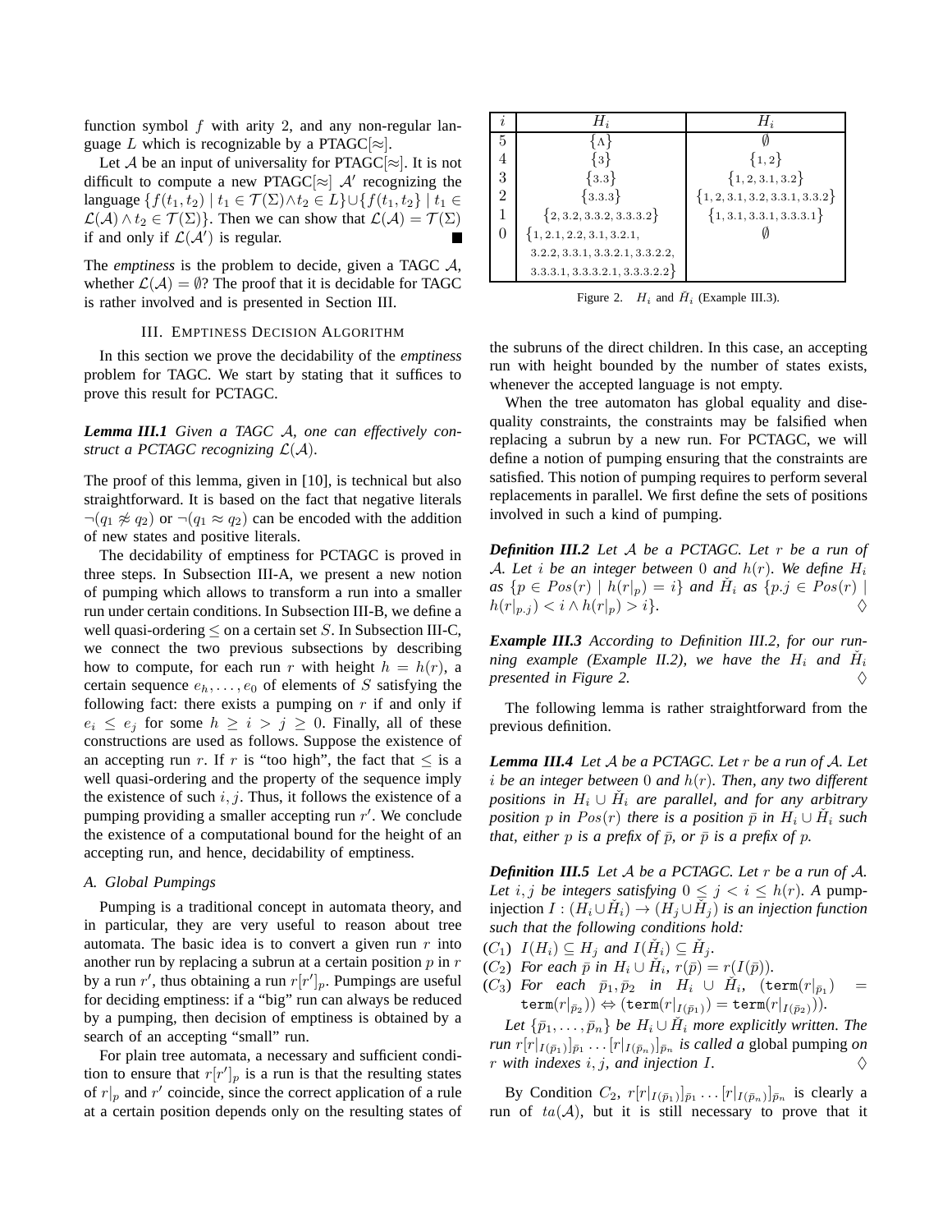function symbol $f$ with arity 2, and any non-regular language $L$ which is recognizable by a PTAGC[$\approx$].

Let $\mathcal{A}$ be an input of universality for PTAGC[$\approx$]. It is not difficult to compute a new PTAGC[$\approx$] $\mathcal{A}'$ recognizing the language $\{f(t_1, t_2) \mid t_1 \in \mathcal{T}(\Sigma) \wedge t_2 \in L\} \cup \{f(t_1, t_2) \mid t_1 \in \mathcal{L}(\mathcal{A}) \wedge t_2 \in \mathcal{T}(\Sigma)\}$. Then we can show that $\mathcal{L}(\mathcal{A}) = \mathcal{T}(\Sigma)$ if and only if $\mathcal{L}(\mathcal{A}')$ is regular. ∎

The *emptiness* is the problem to decide, given a TAGC $\mathcal{A}$, whether $\mathcal{L}(\mathcal{A}) = \emptyset$? The proof that it is decidable for TAGC is rather involved and is presented in Section III.

## III. Emptiness Decision Algorithm

In this section we prove the decidability of the *emptiness* problem for TAGC. We start by stating that it suffices to prove this result for PCTAGC.

***Lemma III.1*** *Given a TAGC $\mathcal{A}$, one can effectively construct a PCTAGC recognizing $\mathcal{L}(\mathcal{A})$.*

The proof of this lemma, given in [10], is technical but also straightforward. It is based on the fact that negative literals $\neg(q_1 \not\approx q_2)$ or $\neg(q_1 \approx q_2)$ can be encoded with the addition of new states and positive literals.

The decidability of emptiness for PCTAGC is proved in three steps. In Subsection III-A, we present a new notion of pumping which allows to transform a run into a smaller run under certain conditions. In Subsection III-B, we define a well quasi-ordering $\leq$ on a certain set $S$. In Subsection III-C, we connect the two previous subsections by describing how to compute, for each run $r$ with height $h = h(r)$, a certain sequence $e_h, \ldots, e_0$ of elements of $S$ satisfying the following fact: there exists a pumping on $r$ if and only if $e_i \leq e_j$ for some $h \geq i > j \geq 0$. Finally, all of these constructions are used as follows. Suppose the existence of an accepting run $r$. If $r$ is "too high", the fact that $\leq$ is a well quasi-ordering and the property of the sequence imply the existence of such $i, j$. Thus, it follows the existence of a pumping providing a smaller accepting run $r'$. We conclude the existence of a computational bound for the height of an accepting run, and hence, decidability of emptiness.

### A. Global Pumpings

Pumping is a traditional concept in automata theory, and in particular, they are very useful to reason about tree automata. The basic idea is to convert a given run $r$ into another run by replacing a subrun at a certain position $p$ in $r$ by a run $r'$, thus obtaining a run $r[r']_p$. Pumpings are useful for deciding emptiness: if a "big" run can always be reduced by a pumping, then decision of emptiness is obtained by a search of an accepting "small" run.

For plain tree automata, a necessary and sufficient condition to ensure that $r[r']_p$ is a run is that the resulting states of $r|_p$ and $r'$ coincide, since the correct application of a rule at a certain position depends only on the resulting states of the subruns of the direct children. In this case, an accepting run with height bounded by the number of states exists, whenever the accepted language is not empty.

| $i$ | $H_i$ | $\check{H}_i$ |
|---|---|---|
| 5 | $\{\Lambda\}$ | $\emptyset$ |
| 4 | $\{3\}$ | $\{1, 2\}$ |
| 3 | $\{3.3\}$ | $\{1, 2, 3.1, 3.2\}$ |
| 2 | $\{3.3.3\}$ | $\{1, 2, 3.1, 3.2, 3.3.1, 3.3.2\}$ |
| 1 | $\{2, 3.2, 3.3.2, 3.3.3.2\}$ | $\{1, 3.1, 3.3.1, 3.3.3.1\}$ |
| 0 | $\{1, 2.1, 2.2, 3.1, 3.2.1, 3.2.2, 3.3.1, 3.3.2.1, 3.3.2.2, 3.3.3.1, 3.3.3.2.1, 3.3.3.2.2\}$ | $\emptyset$ |

Figure 2. $H_i$ and $\check{H}_i$ (Example III.3).

When the tree automaton has global equality and disequality constraints, the constraints may be falsified when replacing a subrun by a new run. For PCTAGC, we will define a notion of pumping ensuring that the constraints are satisfied. This notion of pumping requires to perform several replacements in parallel. We first define the sets of positions involved in such a kind of pumping.

***Definition III.2*** *Let $\mathcal{A}$ be a PCTAGC. Let $r$ be a run of $\mathcal{A}$. Let $i$ be an integer between 0 and $h(r)$. We define $H_i$ as $\{p \in Pos(r) \mid h(r|_p) = i\}$ and $\check{H}_i$ as $\{p.j \in Pos(r) \mid h(r|_{p.j}) < i \wedge h(r|_p) > i\}$.* ◊

***Example III.3*** *According to Definition III.2, for our running example (Example II.2), we have the $H_i$ and $\check{H}_i$ presented in Figure 2.* ◊

The following lemma is rather straightforward from the previous definition.

***Lemma III.4*** *Let $\mathcal{A}$ be a PCTAGC. Let $r$ be a run of $\mathcal{A}$. Let $i$ be an integer between 0 and $h(r)$. Then, any two different positions in $H_i \cup \check{H}_i$ are parallel, and for any arbitrary position $p$ in $Pos(r)$ there is a position $\bar{p}$ in $H_i \cup \check{H}_i$ such that, either $p$ is a prefix of $\bar{p}$, or $\bar{p}$ is a prefix of $p$.*

***Definition III.5*** *Let $\mathcal{A}$ be a PCTAGC. Let $r$ be a run of $\mathcal{A}$. Let $i, j$ be integers satisfying $0 \leq j < i \leq h(r)$. A* pump-injection *$I : (H_i \cup \check{H}_i) \to (H_j \cup \check{H}_j)$ is an injection function such that the following conditions hold:*

- *($C_1$) $I(H_i) \subseteq H_j$ and $I(\check{H}_i) \subseteq \check{H}_j$.*
- *($C_2$) For each $\bar{p}$ in $H_i \cup \check{H}_i$, $r(\bar{p}) = r(I(\bar{p}))$.*
- *($C_3$) For each $\bar{p}_1, \bar{p}_2$ in $H_i \cup \check{H}_i$, $(\mathtt{term}(r|_{\bar{p}_1}) = \mathtt{term}(r|_{\bar{p}_2})) \Leftrightarrow (\mathtt{term}(r|_{I(\bar{p}_1)}) = \mathtt{term}(r|_{I(\bar{p}_2)}))$.*

*Let $\{\bar{p}_1, \ldots, \bar{p}_n\}$ be $H_i \cup \check{H}_i$ more explicitly written. The run $r[r|_{I(\bar{p}_1)}]_{\bar{p}_1} \ldots [r|_{I(\bar{p}_n)}]_{\bar{p}_n}$ is called a* global pumping *on $r$ with indexes $i, j$, and injection $I$.* ◊

By Condition $C_2$, $r[r|_{I(\bar{p}_1)}]_{\bar{p}_1} \ldots [r|_{I(\bar{p}_n)}]_{\bar{p}_n}$ is clearly a run of $ta(\mathcal{A})$, but it is still necessary to prove that it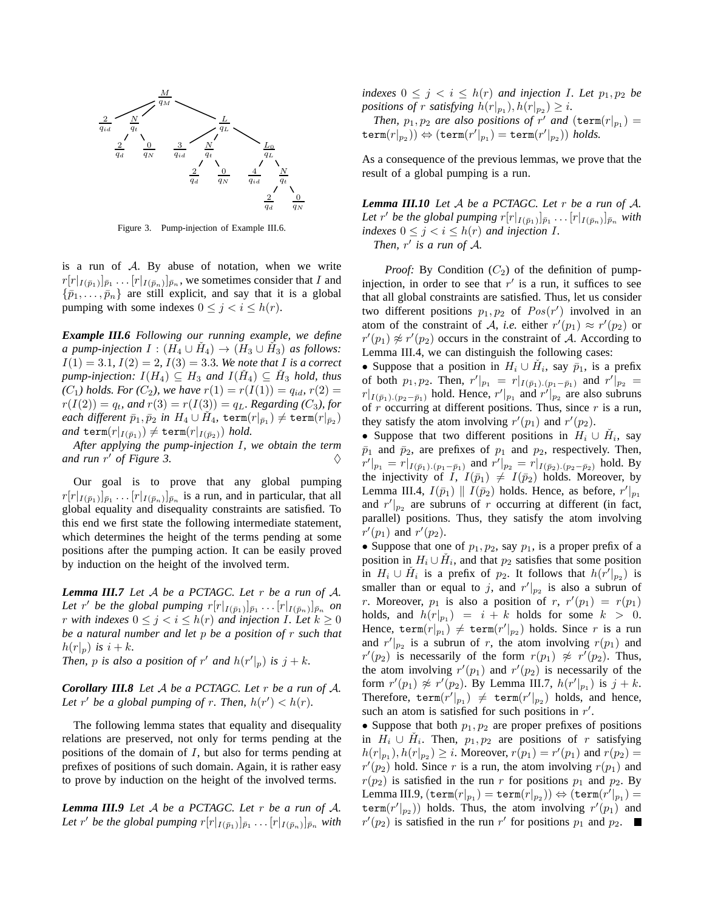Figure 3. Pump-injection of Example III.6.

is a run of $\mathcal{A}$. By abuse of notation, when we write $r[r|_{I(\bar{p}_1)}]_{\bar{p}_1} \dots [r|_{I(\bar{p}_n)}]_{\bar{p}_n}$, we sometimes consider that $I$ and $\{\bar{p}_1, \dots, \bar{p}_n\}$ are still explicit, and say that it is a global pumping with some indexes $0 \leq j < i \leq h(r)$.

***Example III.6*** *Following our running example, we define a pump-injection $I : (H_4 \cup \check{H}_4) \to (H_3 \cup \check{H}_3)$ as follows: $I(1) = 3.1$, $I(2) = 2$, $I(3) = 3.3$. We note that $I$ is a correct pump-injection: $I(H_4) \subseteq H_3$ and $I(\check{H}_4) \subseteq \check{H}_3$ hold, thus ($C_1$) holds. For ($C_2$), we have $r(1) = r(I(1)) = q_{id}$, $r(2) = r(I(2)) = q_t$, and $r(3) = r(I(3)) = q_L$. Regarding ($C_3$), for each different $\bar{p}_1, \bar{p}_2$ in $H_4 \cup \check{H}_4$, $\mathtt{term}(r|_{\bar{p}_1}) \neq \mathtt{term}(r|_{\bar{p}_2})$ and $\mathtt{term}(r|_{I(\bar{p}_1)}) \neq \mathtt{term}(r|_{I(\bar{p}_2)})$ hold.*

*After applying the pump-injection $I$, we obtain the term and run $r'$ of Figure 3.* $\diamondsuit$

Our goal is to prove that any global pumping $r[r|_{I(\bar{p}_1)}]_{\bar{p}_1} \dots [r|_{I(\bar{p}_n)}]_{\bar{p}_n}$ is a run, and in particular, that all global equality and disequality constraints are satisfied. To this end we first state the following intermediate statement, which determines the height of the terms pending at some positions after the pumping action. It can be easily proved by induction on the height of the involved term.

***Lemma III.7*** *Let $\mathcal{A}$ be a PCTAGC. Let $r$ be a run of $\mathcal{A}$. Let $r'$ be the global pumping $r[r|_{I(\bar{p}_1)}]_{\bar{p}_1} \dots [r|_{I(\bar{p}_n)}]_{\bar{p}_n}$ on $r$ with indexes $0 \leq j < i \leq h(r)$ and injection $I$. Let $k \geq 0$ be a natural number and let $p$ be a position of $r$ such that $h(r|_p)$ is $i + k$.*

*Then, $p$ is also a position of $r'$ and $h(r'|_p)$ is $j + k$.*

***Corollary III.8*** *Let $\mathcal{A}$ be a PCTAGC. Let $r$ be a run of $\mathcal{A}$. Let $r'$ be a global pumping of $r$. Then, $h(r') < h(r)$.*

The following lemma states that equality and disequality relations are preserved, not only for terms pending at the positions of the domain of $I$, but also for terms pending at prefixes of positions of such domain. Again, it is rather easy to prove by induction on the height of the involved terms.

***Lemma III.9*** *Let $\mathcal{A}$ be a PCTAGC. Let $r$ be a run of $\mathcal{A}$. Let $r'$ be the global pumping $r[r|_{I(\bar{p}_1)}]_{\bar{p}_1} \dots [r|_{I(\bar{p}_n)}]_{\bar{p}_n}$ with indexes $0 \leq j < i \leq h(r)$ and injection $I$. Let $p_1, p_2$ be positions of $r$ satisfying $h(r|_{p_1}), h(r|_{p_2}) \geq i$.*

*Then, $p_1, p_2$ are also positions of $r'$ and $(\mathtt{term}(r|_{p_1}) = \mathtt{term}(r|_{p_2})) \Leftrightarrow (\mathtt{term}(r'|_{p_1}) = \mathtt{term}(r'|_{p_2}))$ holds.*

As a consequence of the previous lemmas, we prove that the result of a global pumping is a run.

***Lemma III.10*** *Let $\mathcal{A}$ be a PCTAGC. Let $r$ be a run of $\mathcal{A}$. Let $r'$ be the global pumping $r[r|_{I(\bar{p}_1)}]_{\bar{p}_1} \dots [r|_{I(\bar{p}_n)}]_{\bar{p}_n}$ with indexes $0 \leq j < i \leq h(r)$ and injection $I$.*

*Then, $r'$ is a run of $\mathcal{A}$.*

*Proof:* By Condition ($C_2$) of the definition of pump-injection, in order to see that $r'$ is a run, it suffices to see that all global constraints are satisfied. Thus, let us consider two different positions $p_1, p_2$ of $Pos(r')$ involved in an atom of the constraint of $\mathcal{A}$, *i.e.* either $r'(p_1) \approx r'(p_2)$ or $r'(p_1) \not\approx r'(p_2)$ occurs in the constraint of $\mathcal{A}$. According to Lemma III.4, we can distinguish the following cases:

- Suppose that a position in $H_i \cup \check{H}_i$, say $\bar{p}_1$, is a prefix of both $p_1, p_2$. Then, $r'|_{p_1} = r|_{I(\bar{p}_1).(p_1 - \bar{p}_1)}$ and $r'|_{p_2} = r|_{I(\bar{p}_1).(p_2 - \bar{p}_1)}$ hold. Hence, $r'|_{p_1}$ and $r'|_{p_2}$ are also subruns of $r$ occurring at different positions. Thus, since $r$ is a run, they satisfy the atom involving $r'(p_1)$ and $r'(p_2)$.
- Suppose that two different positions in $H_i \cup \check{H}_i$, say $\bar{p}_1$ and $\bar{p}_2$, are prefixes of $p_1$ and $p_2$, respectively. Then, $r'|_{p_1} = r|_{I(\bar{p}_1).(p_1 - \bar{p}_1)}$ and $r'|_{p_2} = r|_{I(\bar{p}_2).(p_2 - \bar{p}_2)}$ hold. By the injectivity of $I$, $I(\bar{p}_1) \neq I(\bar{p}_2)$ holds. Moreover, by Lemma III.4, $I(\bar{p}_1) \parallel I(\bar{p}_2)$ holds. Hence, as before, $r'|_{p_1}$ and $r'|_{p_2}$ are subruns of $r$ occurring at different (in fact, parallel) positions. Thus, they satisfy the atom involving $r'(p_1)$ and $r'(p_2)$.
- Suppose that one of $p_1, p_2$, say $p_1$, is a proper prefix of a position in $H_i \cup \check{H}_i$, and that $p_2$ satisfies that some position in $H_i \cup \check{H}_i$ is a prefix of $p_2$. It follows that $h(r'|_{p_2})$ is smaller than or equal to $j$, and $r'|_{p_2}$ is also a subrun of $r$. Moreover, $p_1$ is also a position of $r$, $r'(p_1) = r(p_1)$ holds, and $h(r|_{p_1}) = i + k$ holds for some $k > 0$. Hence, $\mathtt{term}(r|_{p_1}) \neq \mathtt{term}(r'|_{p_2})$ holds. Since $r$ is a run and $r'|_{p_2}$ is a subrun of $r$, the atom involving $r(p_1)$ and $r'(p_2)$ is necessarily of the form $r(p_1) \not\approx r'(p_2)$. Thus, the atom involving $r'(p_1)$ and $r'(p_2)$ is necessarily of the form $r'(p_1) \not\approx r'(p_2)$. By Lemma III.7, $h(r'|_{p_1})$ is $j + k$. Therefore, $\mathtt{term}(r'|_{p_1}) \neq \mathtt{term}(r'|_{p_2})$ holds, and hence, such an atom is satisfied for such positions in $r'$.
- Suppose that both $p_1, p_2$ are proper prefixes of positions in $H_i \cup \check{H}_i$. Then, $p_1, p_2$ are positions of $r$ satisfying $h(r|_{p_1}), h(r|_{p_2}) \geq i$. Moreover, $r(p_1) = r'(p_1)$ and $r(p_2) = r'(p_2)$ hold. Since $r$ is a run, the atom involving $r(p_1)$ and $r(p_2)$ is satisfied in the run $r$ for positions $p_1$ and $p_2$. By Lemma III.9, $(\mathtt{term}(r|_{p_1}) = \mathtt{term}(r|_{p_2})) \Leftrightarrow (\mathtt{term}(r'|_{p_1}) = \mathtt{term}(r'|_{p_2}))$ holds. Thus, the atom involving $r'(p_1)$ and $r'(p_2)$ is satisfied in the run $r'$ for positions $p_1$ and $p_2$. ■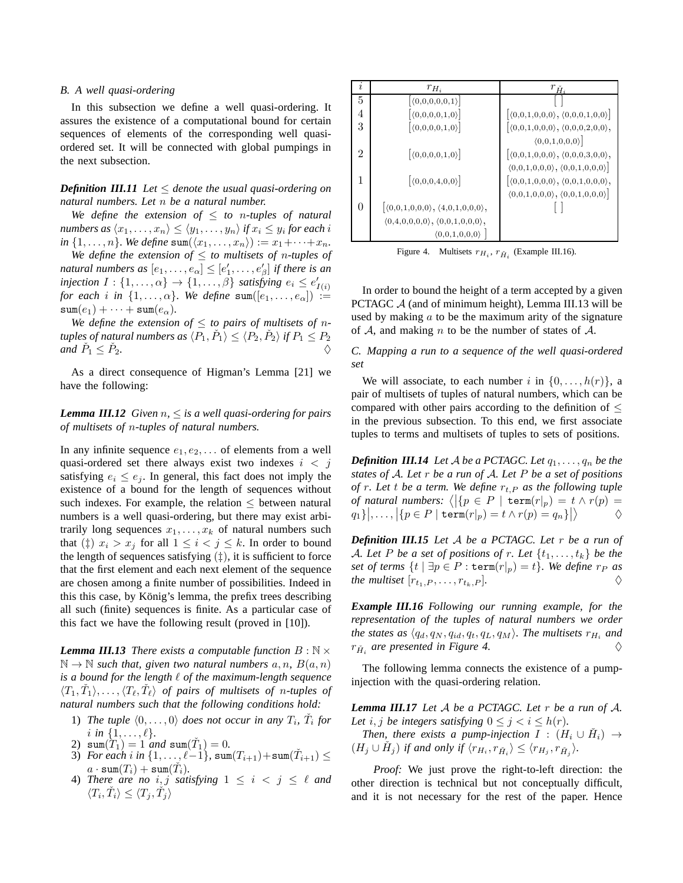### B. A well quasi-ordering

In this subsection we define a well quasi-ordering. It assures the existence of a computational bound for certain sequences of elements of the corresponding well quasi-ordered set. It will be connected with global pumpings in the next subsection.

***Definition III.11*** *Let $\leq$ denote the usual quasi-ordering on natural numbers. Let $n$ be a natural number.*

*We define the extension of $\leq$ to $n$-tuples of natural numbers as $\langle x_1, \ldots, x_n\rangle \leq \langle y_1, \ldots, y_n\rangle$ if $x_i \leq y_i$ for each $i$ in $\{1, \ldots, n\}$. We define $\mathtt{sum}(\langle x_1, \ldots, x_n\rangle) := x_1 + \cdots + x_n$.*

*We define the extension of $\leq$ to multisets of $n$-tuples of natural numbers as $[e_1, \ldots, e_\alpha] \leq [e'_1, \ldots, e'_\beta]$ if there is an injection $I : \{1, \ldots, \alpha\} \to \{1, \ldots, \beta\}$ satisfying $e_i \leq e'_{I(i)}$ for each $i$ in $\{1, \ldots, \alpha\}$. We define $\mathtt{sum}([e_1, \ldots, e_\alpha]) := \mathtt{sum}(e_1) + \cdots + \mathtt{sum}(e_\alpha)$.*

*We define the extension of $\leq$ to pairs of multisets of $n$-tuples of natural numbers as $\langle P_1, \check{P}_1\rangle \leq \langle P_2, \check{P}_2\rangle$ if $P_1 \leq P_2$ and $\check{P}_1 \leq \check{P}_2$.* $\diamondsuit$

As a direct consequence of Higman's Lemma [21] we have the following:

***Lemma III.12*** *Given $n$, $\leq$ is a well quasi-ordering for pairs of multisets of $n$-tuples of natural numbers.*

In any infinite sequence $e_1, e_2, \ldots$ of elements from a well quasi-ordered set there always exist two indexes $i < j$ satisfying $e_i \leq e_j$. In general, this fact does not imply the existence of a bound for the length of sequences without such indexes. For example, the relation $\leq$ between natural numbers is a well quasi-ordering, but there may exist arbitrarily long sequences $x_1, \ldots, x_k$ of natural numbers such that (‡) $x_i > x_j$ for all $1 \leq i < j \leq k$. In order to bound the length of sequences satisfying (‡), it is sufficient to force that the first element and each next element of the sequence are chosen among a finite number of possibilities. Indeed in this this case, by König's lemma, the prefix trees describing all such (finite) sequences is finite. As a particular case of this fact we have the following result (proved in [10]).

***Lemma III.13*** *There exists a computable function $B : \mathbb{N} \times \mathbb{N} \to \mathbb{N}$ such that, given two natural numbers $a, n$, $B(a, n)$ is a bound for the length $\ell$ of the maximum-length sequence $\langle T_1, \check{T}_1\rangle, \ldots, \langle T_\ell, \check{T}_\ell\rangle$ of pairs of multisets of $n$-tuples of natural numbers such that the following conditions hold:*

1) *The tuple $\langle 0, \ldots, 0\rangle$ does not occur in any $T_i$, $\check{T}_i$ for $i$ in $\{1, \ldots, \ell\}$.*
2) *$\mathtt{sum}(T_1) = 1$ and $\mathtt{sum}(\check{T}_1) = 0$.*
3) *For each $i$ in $\{1, \ldots, \ell-1\}$, $\mathtt{sum}(T_{i+1}) + \mathtt{sum}(\check{T}_{i+1}) \leq a \cdot \mathtt{sum}(T_i) + \mathtt{sum}(\check{T}_i)$.*
4) *There are no $i, j$ satisfying $1 \leq i < j \leq \ell$ and $\langle T_i, \check{T}_i\rangle \leq \langle T_j, \check{T}_j\rangle$*

| $i$ | $r_{H_i}$ | $r_{\check{H}_i}$ |
|---|---|---|
| 5 | $[\langle 0,0,0,0,0,1\rangle]$ | $[\,]$ |
| 4 | $[\langle 0,0,0,0,1,0\rangle]$ | $[\langle 0,0,1,0,0,0\rangle, \langle 0,0,0,1,0,0\rangle]$ |
| 3 | $[\langle 0,0,0,0,1,0\rangle]$ | $[\langle 0,0,1,0,0,0\rangle, \langle 0,0,0,2,0,0\rangle, \langle 0,0,1,0,0,0\rangle]$ |
| 2 | $[\langle 0,0,0,0,1,0\rangle]$ | $[\langle 0,0,1,0,0,0\rangle, \langle 0,0,0,3,0,0\rangle, \langle 0,0,1,0,0,0\rangle, \langle 0,0,1,0,0,0\rangle]$ |
| 1 | $[\langle 0,0,0,4,0,0\rangle]$ | $[\langle 0,0,1,0,0,0\rangle, \langle 0,0,1,0,0,0\rangle, \langle 0,0,1,0,0,0\rangle, \langle 0,0,1,0,0,0\rangle]$ |
| 0 | $[\langle 0,0,1,0,0,0\rangle, \langle 4,0,1,0,0,0\rangle, \langle 0,4,0,0,0,0\rangle, \langle 0,0,1,0,0,0\rangle, \langle 0,0,1,0,0,0\rangle]$ | $[\,]$ |

Figure 4. Multisets $r_{H_i}$, $r_{\check{H}_i}$ (Example III.16).

In order to bound the height of a term accepted by a given PCTAGC $\mathcal{A}$ (and of minimum height), Lemma III.13 will be used by making $a$ to be the maximum arity of the signature of $\mathcal{A}$, and making $n$ to be the number of states of $\mathcal{A}$.

### C. Mapping a run to a sequence of the well quasi-ordered set

We will associate, to each number $i$ in $\{0, \ldots, h(r)\}$, a pair of multisets of tuples of natural numbers, which can be compared with other pairs according to the definition of $\leq$ in the previous subsection. To this end, we first associate tuples to terms and multisets of tuples to sets of positions.

***Definition III.14*** *Let $\mathcal{A}$ be a PCTAGC. Let $q_1, \ldots, q_n$ be the states of $\mathcal{A}$. Let $r$ be a run of $\mathcal{A}$. Let $P$ be a set of positions of $r$. Let $t$ be a term. We define $r_{t,P}$ as the following tuple of natural numbers: $\langle |\{p \in P \mid \mathtt{term}(r|_p) = t \wedge r(p) = q_1\}|, \ldots, |\{p \in P \mid \mathtt{term}(r|_p) = t \wedge r(p) = q_n\}|\rangle$* $\diamondsuit$

***Definition III.15*** *Let $\mathcal{A}$ be a PCTAGC. Let $r$ be a run of $\mathcal{A}$. Let $P$ be a set of positions of $r$. Let $\{t_1, \ldots, t_k\}$ be the set of terms $\{t \mid \exists p \in P : \mathtt{term}(r|_p) = t\}$. We define $r_P$ as the multiset $[r_{t_1,P}, \ldots, r_{t_k,P}]$.* $\diamondsuit$

***Example III.16*** *Following our running example, for the representation of the tuples of natural numbers we order the states as $\langle q_d, q_N, q_{id}, q_t, q_L, q_M\rangle$. The multisets $r_{H_i}$ and $r_{\check{H}_i}$ are presented in Figure 4.* $\diamondsuit$

The following lemma connects the existence of a pump-injection with the quasi-ordering relation.

***Lemma III.17*** *Let $\mathcal{A}$ be a PCTAGC. Let $r$ be a run of $\mathcal{A}$. Let $i, j$ be integers satisfying $0 \leq j < i \leq h(r)$.*

*Then, there exists a pump-injection $I : (H_i \cup \check{H}_i) \to (H_j \cup \check{H}_j)$ if and only if $\langle r_{H_i}, r_{\check{H}_i}\rangle \leq \langle r_{H_j}, r_{\check{H}_j}\rangle$.*

*Proof:* We just prove the right-to-left direction: the other direction is technical but not conceptually difficult, and it is not necessary for the rest of the paper. Hence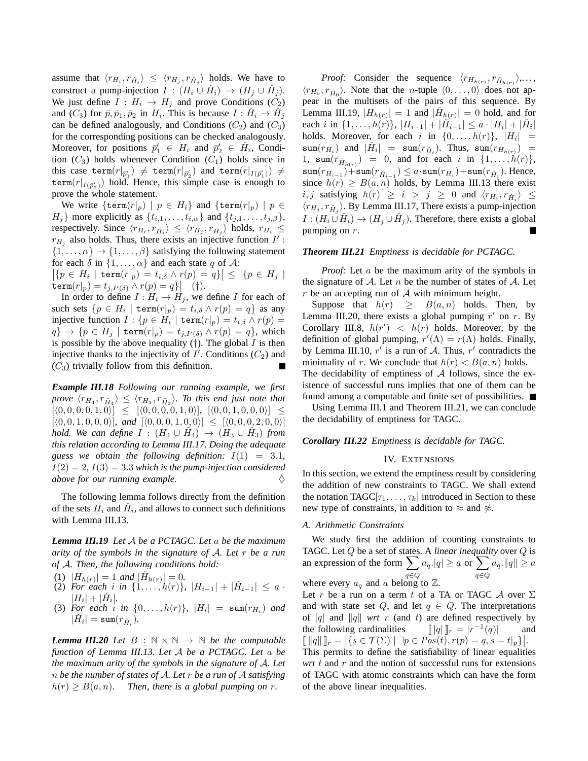assume that $\langle r_{H_i}, r_{\check{H}_i}\rangle \le \langle r_{H_j}, r_{\check{H}_j}\rangle$ holds. We have to construct a pump-injection $I : (H_i \cup \check{H}_i) \to (H_j \cup \check{H}_j)$. We just define $I : H_i \to H_j$ and prove Conditions ($C_2$) and ($C_3$) for $\bar{p}, \bar{p}_1, \bar{p}_2$ in $H_i$. This is because $I : \check{H}_i \to \check{H}_j$ can be defined analogously, and Conditions ($C_2$) and ($C_3$) for the corresponding positions can be checked analogously. Moreover, for positions $\bar{p}'_1 \in H_i$ and $\bar{p}'_2 \in \check{H}_i$, Condition ($C_3$) holds whenever Condition ($C_1$) holds since in this case $\texttt{term}(r|_{\bar{p}'_1}) \ne \texttt{term}(r|_{\bar{p}'_2})$ and $\texttt{term}(r|_{I(\bar{p}'_1)}) \ne \texttt{term}(r|_{I(\bar{p}'_2)})$ hold. Hence, this simple case is enough to prove the whole statement.

We write $\{\texttt{term}(r|_p) \mid p \in H_i\}$ and $\{\texttt{term}(r|_p) \mid p \in H_j\}$ more explicitly as $\{t_{i,1}, \ldots, t_{i,\alpha}\}$ and $\{t_{j,1}, \ldots, t_{j,\beta}\}$, respectively. Since $\langle r_{H_i}, r_{\check{H}_i}\rangle \le \langle r_{H_j}, r_{\check{H}_j}\rangle$ holds, $r_{H_i} \le r_{H_j}$ also holds. Thus, there exists an injective function $I' : \{1, \ldots, \alpha\} \to \{1, \ldots, \beta\}$ satisfying the following statement for each $\delta$ in $\{1, \ldots, \alpha\}$ and each state $q$ of $\mathcal{A}$: $\left|\{p \in H_i \mid \texttt{term}(r|_p) = t_{i,\delta} \wedge r(p) = q\}\right| \le \left|\{p \in H_j \mid \texttt{term}(r|_p) = t_{j,I'(\delta)} \wedge r(p) = q\}\right|$ (†).

In order to define $I : H_i \to H_j$, we define $I$ for each of such sets $\{p \in H_i \mid \texttt{term}(r|_p) = t_{i,\delta} \wedge r(p) = q\}$ as any injective function $I : \{p \in H_i \mid \texttt{term}(r|_p) = t_{i,\delta} \wedge r(p) = q\} \to \{p \in H_j \mid \texttt{term}(r|_p) = t_{j,I'(\delta)} \wedge r(p) = q\}$, which is possible by the above inequality (†). The global $I$ is then injective thanks to the injectivity of $I'$. Conditions ($C_2$) and ($C_3$) trivially follow from this definition. ∎

***Example III.18*** *Following our running example, we first prove $\langle r_{H_4}, r_{\check{H}_4}\rangle \le \langle r_{H_3}, r_{\check{H}_3}\rangle$. To this end just note that $[\langle 0,0,0,0,1,0\rangle] \le [\langle 0,0,0,0,1,0\rangle]$, $[\langle 0,0,1,0,0,0\rangle] \le [\langle 0,0,1,0,0,0\rangle]$, and $[\langle 0,0,0,1,0,0\rangle] \le [\langle 0,0,0,2,0,0\rangle]$ hold. We can define $I : (H_4 \cup \check{H}_4) \to (H_3 \cup \check{H}_3)$ from this relation according to Lemma III.17. Doing the adequate guess we obtain the following definition: $I(1) = 3.1$, $I(2) = 2$, $I(3) = 3.3$ which is the pump-injection considered above for our running example.* ♢

The following lemma follows directly from the definition of the sets $H_i$ and $\check{H}_i$, and allows to connect such definitions with Lemma III.13.

***Lemma III.19*** *Let $\mathcal{A}$ be a PCTAGC. Let $a$ be the maximum arity of the symbols in the signature of $\mathcal{A}$. Let $r$ be a run of $\mathcal{A}$. Then, the following conditions hold:*

1. *$|H_{h(r)}| = 1$ and $|\check{H}_{h(r)}| = 0$.*
2. *For each $i$ in $\{1, \ldots, h(r)\}$, $|H_{i-1}| + |\check{H}_{i-1}| \le a \cdot |H_i| + |\check{H}_i|$.*
3. *For each $i$ in $\{0, \ldots, h(r)\}$, $|H_i| = \texttt{sum}(r_{H_i})$ and $|\check{H}_i| = \texttt{sum}(r_{\check{H}_i})$.*

***Lemma III.20*** *Let $B : \mathbb{N} \times \mathbb{N} \to \mathbb{N}$ be the computable function of Lemma III.13. Let $\mathcal{A}$ be a PCTAGC. Let $a$ be the maximum arity of the symbols in the signature of $\mathcal{A}$. Let $n$ be the number of states of $\mathcal{A}$. Let $r$ be a run of $\mathcal{A}$ satisfying $h(r) \ge B(a, n)$. Then, there is a global pumping on $r$.*

*Proof:* Consider the sequence $\langle r_{H_{h(r)}}, r_{\check{H}_{h(r)}}\rangle, \ldots, \langle r_{H_0}, r_{\check{H}_0}\rangle$. Note that the $n$-tuple $\langle 0, \ldots, 0\rangle$ does not appear in the multisets of the pairs of this sequence. By Lemma III.19, $|H_{h(r)}| = 1$ and $|\check{H}_{h(r)}| = 0$ hold, and for each $i$ in $\{1, \ldots, h(r)\}$, $|H_{i-1}| + |\check{H}_{i-1}| \le a \cdot |H_i| + |\check{H}_i|$ holds. Moreover, for each $i$ in $\{0, \ldots, h(r)\}$, $|H_i| = \texttt{sum}(r_{H_i})$ and $|\check{H}_i| = \texttt{sum}(r_{\check{H}_i})$. Thus, $\texttt{sum}(r_{H_{h(r)}}) = 1$, $\texttt{sum}(r_{\check{H}_{h(r)}}) = 0$, and for each $i$ in $\{1, \ldots, h(r)\}$, $\texttt{sum}(r_{H_{i-1}}) + \texttt{sum}(r_{\check{H}_{i-1}}) \le a \cdot \texttt{sum}(r_{H_i}) + \texttt{sum}(r_{\check{H}_i})$. Hence, since $h(r) \ge B(a, n)$ holds, by Lemma III.13 there exist $i, j$ satisfying $h(r) \ge i > j \ge 0$ and $\langle r_{H_i}, r_{\check{H}_i}\rangle \le \langle r_{H_j}, r_{\check{H}_j}\rangle$. By Lemma III.17, There exists a pump-injection $I : (H_i \cup \check{H}_i) \to (H_j \cup \check{H}_j)$. Therefore, there exists a global pumping on $r$. ∎

***Theorem III.21*** *Emptiness is decidable for PCTAGC.*

*Proof:* Let $a$ be the maximum arity of the symbols in the signature of $\mathcal{A}$. Let $n$ be the number of states of $\mathcal{A}$. Let $r$ be an accepting run of $\mathcal{A}$ with minimum height.

Suppose that $h(r) \ge B(a, n)$ holds. Then, by Lemma III.20, there exists a global pumping $r'$ on $r$. By Corollary III.8, $h(r') < h(r)$ holds. Moreover, by the definition of global pumping, $r'(\Lambda) = r(\Lambda)$ holds. Finally, by Lemma III.10, $r'$ is a run of $\mathcal{A}$. Thus, $r'$ contradicts the minimality of $r$. We conclude that $h(r) < B(a, n)$ holds.
The decidability of emptiness of $\mathcal{A}$ follows, since the existence of successful runs implies that one of them can be found among a computable and finite set of possibilities. ∎

Using Lemma III.1 and Theorem III.21, we can conclude the decidability of emptiness for TAGC.

***Corollary III.22*** *Emptiness is decidable for TAGC.*

## IV. Extensions

In this section, we extend the emptiness result by considering the addition of new constraints to TAGC. We shall extend the notation TAGC$[\tau_1, \ldots, \tau_k]$ introduced in Section to these new type of constraints, in addition to $\approx$ and $\not\approx$.

### A. Arithmetic Constraints

We study first the addition of counting constraints to TAGC. Let $Q$ be a set of states. A *linear inequality* over $Q$ is an expression of the form $\sum_{q\in Q} a_q.|q| \ge a$ or $\sum_{q\in Q} a_q.\|q\| \ge a$ where every $a_q$ and $a$ belong to $\mathbb{Z}$.

Let $r$ be a run on a term $t$ of a TA or TAGC $\mathcal{A}$ over $\Sigma$ and with state set $Q$, and let $q \in Q$. The interpretations of $|q|$ and $\|q\|$ *wrt* $r$ (and $t$) are defined respectively by the following cardinalities $[\![\,|q|\,]\!]_r = |r^{-1}(q)|$ and $[\![\,\|q\|\,]\!]_r = \left|\{s \in \mathcal{T}(\Sigma) \mid \exists p \in Pos(t), r(p) = q, s = t|_p\}\right|$.
This permits to define the satisfiability of linear equalities *wrt* $t$ and $r$ and the notion of successful runs for extensions of TAGC with atomic constraints which can have the form of the above linear inequalities.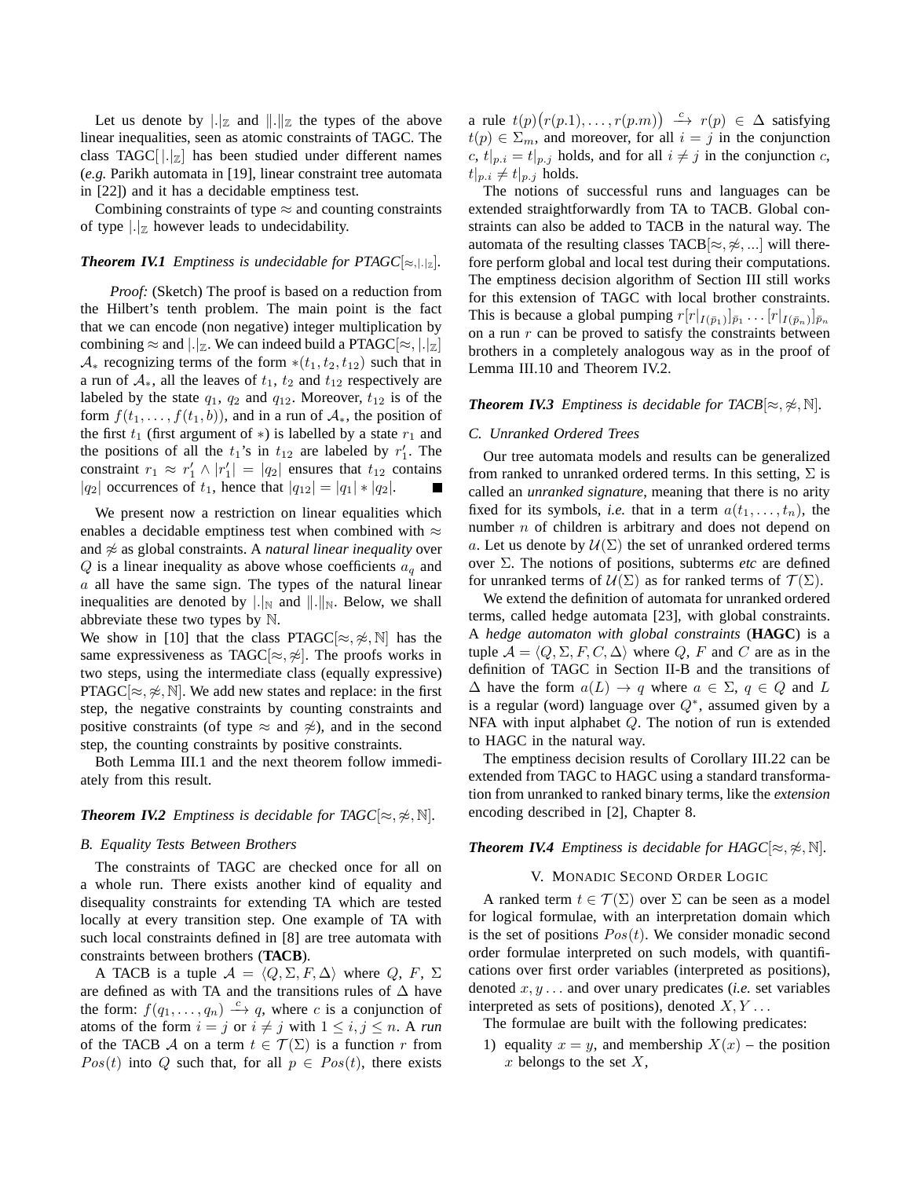Let us denote by $|.|_{\mathbb{Z}}$ and $\|.\|_{\mathbb{Z}}$ the types of the above linear inequalities, seen as atomic constraints of TAGC. The class TAGC$[\,|.|_{\mathbb{Z}}]$ has been studied under different names (*e.g.* Parikh automata in [19], linear constraint tree automata in [22]) and it has a decidable emptiness test.

Combining constraints of type $\approx$ and counting constraints of type $|.|_{\mathbb{Z}}$ however leads to undecidability.

***Theorem IV.1*** *Emptiness is undecidable for PTAGC$[\approx,|.|_{\mathbb{Z}}]$.*

*Proof:* (Sketch) The proof is based on a reduction from the Hilbert's tenth problem. The main point is the fact that we can encode (non negative) integer multiplication by combining $\approx$ and $|.|_{\mathbb{Z}}$. We can indeed build a PTAGC$[\approx,|.|_{\mathbb{Z}}]$ $\mathcal{A}_*$ recognizing terms of the form $*(t_1, t_2, t_{12})$ such that in a run of $\mathcal{A}_*$, all the leaves of $t_1$, $t_2$ and $t_{12}$ respectively are labeled by the state $q_1$, $q_2$ and $q_{12}$. Moreover, $t_{12}$ is of the form $f(t_1, \ldots, f(t_1, b))$, and in a run of $\mathcal{A}_*$, the position of the first $t_1$ (first argument of $*$) is labelled by a state $r_1$ and the positions of all the $t_1$'s in $t_{12}$ are labeled by $r_1'$. The constraint $r_1 \approx r_1' \wedge |r_1'| = |q_2|$ ensures that $t_{12}$ contains $|q_2|$ occurrences of $t_1$, hence that $|q_{12}| = |q_1| * |q_2|$. ∎

We present now a restriction on linear equalities which enables a decidable emptiness test when combined with $\approx$ and $\not\approx$ as global constraints. A *natural linear inequality* over $Q$ is a linear inequality as above whose coefficients $a_q$ and $a$ all have the same sign. The types of the natural linear inequalities are denoted by $|.|_{\mathbb{N}}$ and $\|.\|_{\mathbb{N}}$. Below, we shall abbreviate these two types by $\mathbb{N}$.

We show in [10] that the class PTAGC$[\approx,\not\approx,\mathbb{N}]$ has the same expressiveness as TAGC$[\approx,\not\approx]$. The proofs works in two steps, using the intermediate class (equally expressive) PTAGC$[\approx,\not\approx,\mathbb{N}]$. We add new states and replace: in the first step, the negative constraints by counting constraints and positive constraints (of type $\approx$ and $\not\approx$), and in the second step, the counting constraints by positive constraints.

Both Lemma III.1 and the next theorem follow immediately from this result.

***Theorem IV.2*** *Emptiness is decidable for TAGC$[\approx,\not\approx,\mathbb{N}]$.*

### B. Equality Tests Between Brothers

The constraints of TAGC are checked once for all on a whole run. There exists another kind of equality and disequality constraints for extending TA which are tested locally at every transition step. One example of TA with such local constraints defined in [8] are tree automata with constraints between brothers (**TACB**).

A TACB is a tuple $\mathcal{A} = \langle Q, \Sigma, F, \Delta \rangle$ where $Q$, $F$, $\Sigma$ are defined as with TA and the transitions rules of $\Delta$ have the form: $f(q_1, \ldots, q_n) \xrightarrow{c} q$, where $c$ is a conjunction of atoms of the form $i = j$ or $i \neq j$ with $1 \leq i, j \leq n$. A *run* of the TACB $\mathcal{A}$ on a term $t \in \mathcal{T}(\Sigma)$ is a function $r$ from $Pos(t)$ into $Q$ such that, for all $p \in Pos(t)$, there exists a rule $t(p)\big(r(p.1), \ldots, r(p.m)\big) \xrightarrow{c} r(p) \in \Delta$ satisfying $t(p) \in \Sigma_m$, and moreover, for all $i = j$ in the conjunction $c$, $t|_{p.i} = t|_{p.j}$ holds, and for all $i \neq j$ in the conjunction $c$, $t|_{p.i} \neq t|_{p.j}$ holds.

The notions of successful runs and languages can be extended straightforwardly from TA to TACB. Global constraints can also be added to TACB in the natural way. The automata of the resulting classes TACB$[\approx,\not\approx,\ldots]$ will therefore perform global and local test during their computations. The emptiness decision algorithm of Section III still works for this extension of TAGC with local brother constraints. This is because a global pumping $r[r|_{I(\bar{p}_1)}]_{\bar{p}_1} \ldots [r|_{I(\bar{p}_n)}]_{\bar{p}_n}$ on a run $r$ can be proved to satisfy the constraints between brothers in a completely analogous way as in the proof of Lemma III.10 and Theorem IV.2.

***Theorem IV.3*** *Emptiness is decidable for TACB$[\approx,\not\approx,\mathbb{N}]$.*

### C. Unranked Ordered Trees

Our tree automata models and results can be generalized from ranked to unranked ordered terms. In this setting, $\Sigma$ is called an *unranked signature*, meaning that there is no arity fixed for its symbols, *i.e.* that in a term $a(t_1, \ldots, t_n)$, the number $n$ of children is arbitrary and does not depend on $a$. Let us denote by $\mathcal{U}(\Sigma)$ the set of unranked ordered terms over $\Sigma$. The notions of positions, subterms *etc* are defined for unranked terms of $\mathcal{U}(\Sigma)$ as for ranked terms of $\mathcal{T}(\Sigma)$.

We extend the definition of automata for unranked ordered terms, called hedge automata [23], with global constraints. A *hedge automaton with global constraints* (**HAGC**) is a tuple $\mathcal{A} = \langle Q, \Sigma, F, C, \Delta \rangle$ where $Q$, $F$ and $C$ are as in the definition of TAGC in Section II-B and the transitions of $\Delta$ have the form $a(L) \to q$ where $a \in \Sigma$, $q \in Q$ and $L$ is a regular (word) language over $Q^*$, assumed given by a NFA with input alphabet $Q$. The notion of run is extended to HAGC in the natural way.

The emptiness decision results of Corollary III.22 can be extended from TAGC to HAGC using a standard transformation from unranked to ranked binary terms, like the *extension* encoding described in [2], Chapter 8.

***Theorem IV.4*** *Emptiness is decidable for HAGC$[\approx,\not\approx,\mathbb{N}]$.*

## V. Monadic Second Order Logic

A ranked term $t \in \mathcal{T}(\Sigma)$ over $\Sigma$ can be seen as a model for logical formulae, with an interpretation domain which is the set of positions $Pos(t)$. We consider monadic second order formulae interpreted on such models, with quantifications over first order variables (interpreted as positions), denoted $x, y \ldots$ and over unary predicates (*i.e.* set variables interpreted as sets of positions), denoted $X, Y \ldots$

The formulae are built with the following predicates:

1) equality $x = y$, and membership $X(x)$ – the position $x$ belongs to the set $X$,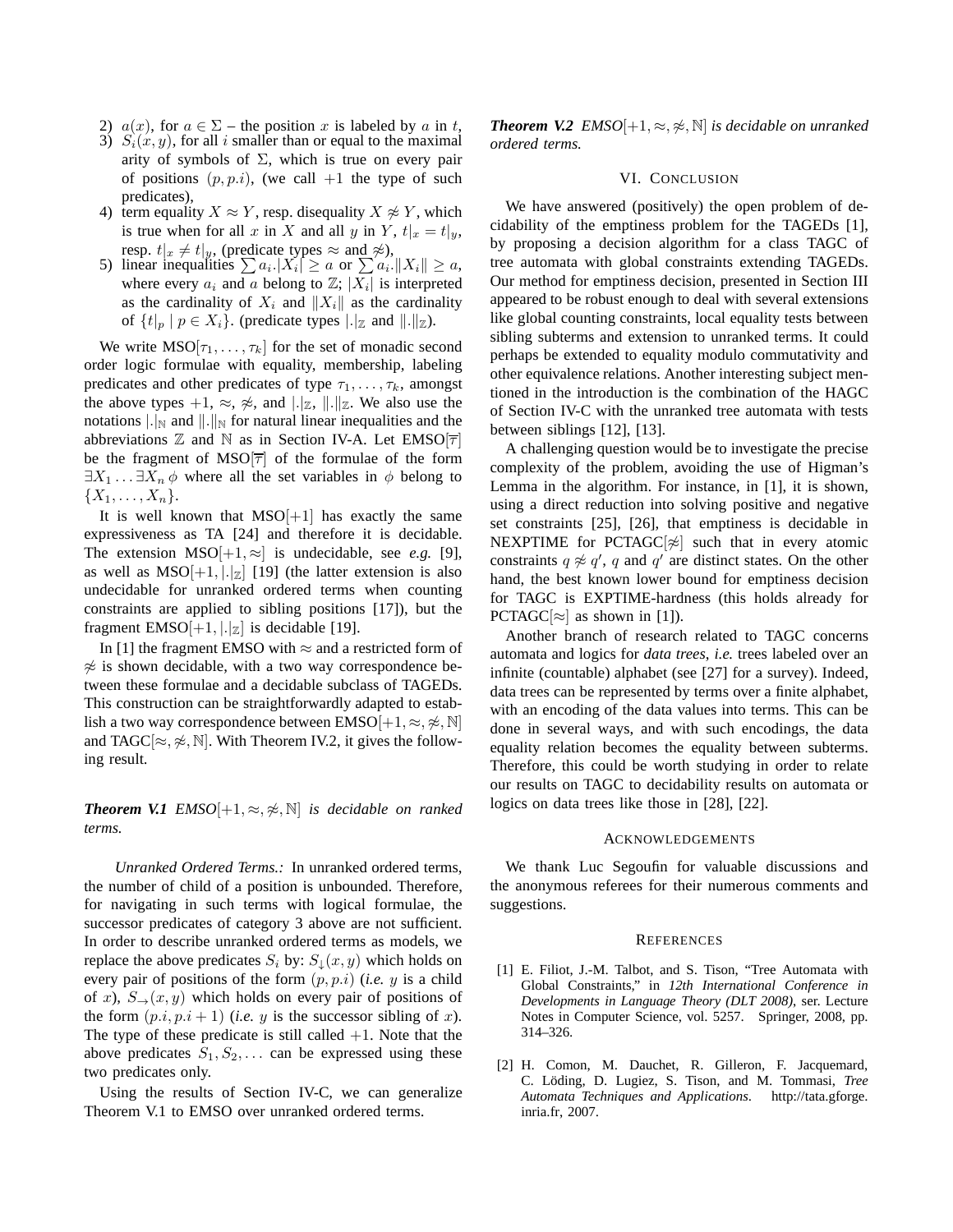2) $a(x)$, for $a \in \Sigma$ – the position $x$ is labeled by $a$ in $t$,
3) $S_i(x, y)$, for all $i$ smaller than or equal to the maximal arity of symbols of $\Sigma$, which is true on every pair of positions $(p, p.i)$, (we call $+1$ the type of such predicates),
4) term equality $X \approx Y$, resp. disequality $X \not\approx Y$, which is true when for all $x$ in $X$ and all $y$ in $Y$, $t|_x = t|_y$, resp. $t|_x \neq t|_y$, (predicate types $\approx$ and $\not\approx$),
5) linear inequalities $\sum a_i.|X_i| \geq a$ or $\sum a_i.\|X_i\| \geq a$, where every $a_i$ and $a$ belong to $\mathbb{Z}$; $|X_i|$ is interpreted as the cardinality of $X_i$ and $\|X_i\|$ as the cardinality of $\{t|_p \mid p \in X_i\}$. (predicate types $|.|_\mathbb{Z}$ and $\|.\|_\mathbb{Z}$).

We write $\mathrm{MSO}[\tau_1, \ldots, \tau_k]$ for the set of monadic second order logic formulae with equality, membership, labeling predicates and other predicates of type $\tau_1, \ldots, \tau_k$, amongst the above types $+1$, $\approx$, $\not\approx$, and $|.|_\mathbb{Z}$, $\|.\|_\mathbb{Z}$. We also use the notations $|.|_\mathbb{N}$ and $\|.\|_\mathbb{N}$ for natural linear inequalities and the abbreviations $\mathbb{Z}$ and $\mathbb{N}$ as in Section IV-A. Let $\mathrm{EMSO}[\overline{\tau}]$ be the fragment of $\mathrm{MSO}[\overline{\tau}]$ of the formulae of the form $\exists X_1 \ldots \exists X_n\, \phi$ where all the set variables in $\phi$ belong to $\{X_1, \ldots, X_n\}$.

It is well known that $\mathrm{MSO}[+1]$ has exactly the same expressiveness as TA [24] and therefore it is decidable. The extension $\mathrm{MSO}[+1, \approx]$ is undecidable, see *e.g.* [9], as well as $\mathrm{MSO}[+1, |.|_\mathbb{Z}]$ [19] (the latter extension is also undecidable for unranked ordered terms when counting constraints are applied to sibling positions [17]), but the fragment $\mathrm{EMSO}[+1, |.|_\mathbb{Z}]$ is decidable [19].

In [1] the fragment EMSO with $\approx$ and a restricted form of $\not\approx$ is shown decidable, with a two way correspondence between these formulae and a decidable subclass of TAGEDs. This construction can be straightforwardly adapted to establish a two way correspondence between $\mathrm{EMSO}[+1, \approx, \not\approx, \mathbb{N}]$ and $\mathrm{TAGC}[\approx, \not\approx, \mathbb{N}]$. With Theorem IV.2, it gives the following result.

***Theorem V.1*** *$\mathrm{EMSO}[+1, \approx, \not\approx, \mathbb{N}]$ is decidable on ranked terms.*

*Unranked Ordered Terms.:* In unranked ordered terms, the number of child of a position is unbounded. Therefore, for navigating in such terms with logical formulae, the successor predicates of category 3 above are not sufficient. In order to describe unranked ordered terms as models, we replace the above predicates $S_i$ by: $S_\downarrow(x, y)$ which holds on every pair of positions of the form $(p, p.i)$ (*i.e.* $y$ is a child of $x$), $S_\rightarrow(x, y)$ which holds on every pair of positions of the form $(p.i, p.i + 1)$ (*i.e.* $y$ is the successor sibling of $x$). The type of these predicate is still called $+1$. Note that the above predicates $S_1, S_2, \ldots$ can be expressed using these two predicates only.

Using the results of Section IV-C, we can generalize Theorem V.1 to EMSO over unranked ordered terms.

***Theorem V.2*** *$\mathrm{EMSO}[+1, \approx, \not\approx, \mathbb{N}]$ is decidable on unranked ordered terms.*

## VI. Conclusion

We have answered (positively) the open problem of decidability of the emptiness problem for the TAGEDs [1], by proposing a decision algorithm for a class TAGC of tree automata with global constraints extending TAGEDs. Our method for emptiness decision, presented in Section III appeared to be robust enough to deal with several extensions like global counting constraints, local equality tests between sibling subterms and extension to unranked terms. It could perhaps be extended to equality modulo commutativity and other equivalence relations. Another interesting subject mentioned in the introduction is the combination of the HAGC of Section IV-C with the unranked tree automata with tests between siblings [12], [13].

A challenging question would be to investigate the precise complexity of the problem, avoiding the use of Higman's Lemma in the algorithm. For instance, in [1], it is shown, using a direct reduction into solving positive and negative set constraints [25], [26], that emptiness is decidable in NEXPTIME for $\mathrm{PCTAGC}[\not\approx]$ such that in every atomic constraints $q \not\approx q'$, $q$ and $q'$ are distinct states. On the other hand, the best known lower bound for emptiness decision for TAGC is EXPTIME-hardness (this holds already for $\mathrm{PCTAGC}[\approx]$ as shown in [1]).

Another branch of research related to TAGC concerns automata and logics for *data trees*, *i.e.* trees labeled over an infinite (countable) alphabet (see [27] for a survey). Indeed, data trees can be represented by terms over a finite alphabet, with an encoding of the data values into terms. This can be done in several ways, and with such encodings, the data equality relation becomes the equality between subterms. Therefore, this could be worth studying in order to relate our results on TAGC to decidability results on automata or logics on data trees like those in [28], [22].

## Acknowledgements

We thank Luc Segoufin for valuable discussions and the anonymous referees for their numerous comments and suggestions.

## References

[1] E. Filiot, J.-M. Talbot, and S. Tison, "Tree Automata with Global Constraints," in *12th International Conference in Developments in Language Theory (DLT 2008)*, ser. Lecture Notes in Computer Science, vol. 5257. Springer, 2008, pp. 314–326.

[2] H. Comon, M. Dauchet, R. Gilleron, F. Jacquemard, C. Löding, D. Lugiez, S. Tison, and M. Tommasi, *Tree Automata Techniques and Applications*. http://tata.gforge.inria.fr, 2007.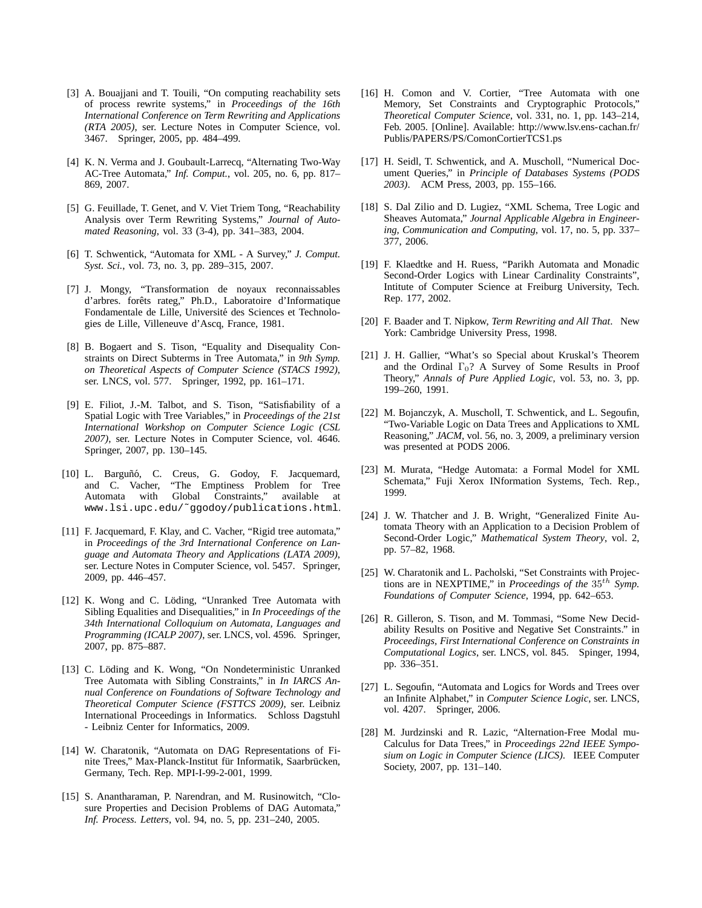[3] A. Bouajjani and T. Touili, "On computing reachability sets of process rewrite systems," in *Proceedings of the 16th International Conference on Term Rewriting and Applications (RTA 2005)*, ser. Lecture Notes in Computer Science, vol. 3467. Springer, 2005, pp. 484–499.

[4] K. N. Verma and J. Goubault-Larrecq, "Alternating Two-Way AC-Tree Automata," *Inf. Comput.*, vol. 205, no. 6, pp. 817–869, 2007.

[5] G. Feuillade, T. Genet, and V. Viet Triem Tong, "Reachability Analysis over Term Rewriting Systems," *Journal of Automated Reasoning*, vol. 33 (3-4), pp. 341–383, 2004.

[6] T. Schwentick, "Automata for XML - A Survey," *J. Comput. Syst. Sci.*, vol. 73, no. 3, pp. 289–315, 2007.

[7] J. Mongy, "Transformation de noyaux reconnaissables d'arbres. forêts rateg," Ph.D., Laboratoire d'Informatique Fondamentale de Lille, Université des Sciences et Technologies de Lille, Villeneuve d'Ascq, France, 1981.

[8] B. Bogaert and S. Tison, "Equality and Disequality Constraints on Direct Subterms in Tree Automata," in *9th Symp. on Theoretical Aspects of Computer Science (STACS 1992)*, ser. LNCS, vol. 577. Springer, 1992, pp. 161–171.

[9] E. Filiot, J.-M. Talbot, and S. Tison, "Satisfiability of a Spatial Logic with Tree Variables," in *Proceedings of the 21st International Workshop on Computer Science Logic (CSL 2007)*, ser. Lecture Notes in Computer Science, vol. 4646. Springer, 2007, pp. 130–145.

[10] L. Barguñó, C. Creus, G. Godoy, F. Jacquemard, and C. Vacher, "The Emptiness Problem for Tree Automata with Global Constraints," available at www.lsi.upc.edu/~ggodoy/publications.html.

[11] F. Jacquemard, F. Klay, and C. Vacher, "Rigid tree automata," in *Proceedings of the 3rd International Conference on Language and Automata Theory and Applications (LATA 2009)*, ser. Lecture Notes in Computer Science, vol. 5457. Springer, 2009, pp. 446–457.

[12] K. Wong and C. Löding, "Unranked Tree Automata with Sibling Equalities and Disequalities," in *In Proceedings of the 34th International Colloquium on Automata, Languages and Programming (ICALP 2007)*, ser. LNCS, vol. 4596. Springer, 2007, pp. 875–887.

[13] C. Löding and K. Wong, "On Nondeterministic Unranked Tree Automata with Sibling Constraints," in *In IARCS Annual Conference on Foundations of Software Technology and Theoretical Computer Science (FSTTCS 2009)*, ser. Leibniz International Proceedings in Informatics. Schloss Dagstuhl - Leibniz Center for Informatics, 2009.

[14] W. Charatonik, "Automata on DAG Representations of Finite Trees," Max-Planck-Institut für Informatik, Saarbrücken, Germany, Tech. Rep. MPI-I-99-2-001, 1999.

[15] S. Anantharaman, P. Narendran, and M. Rusinowitch, "Closure Properties and Decision Problems of DAG Automata," *Inf. Process. Letters*, vol. 94, no. 5, pp. 231–240, 2005.

[16] H. Comon and V. Cortier, "Tree Automata with one Memory, Set Constraints and Cryptographic Protocols," *Theoretical Computer Science*, vol. 331, no. 1, pp. 143–214, Feb. 2005. [Online]. Available: http://www.lsv.ens-cachan.fr/Publis/PAPERS/PS/ComonCortierTCS1.ps

[17] H. Seidl, T. Schwentick, and A. Muscholl, "Numerical Document Queries," in *Principle of Databases Systems (PODS 2003)*. ACM Press, 2003, pp. 155–166.

[18] S. Dal Zilio and D. Lugiez, "XML Schema, Tree Logic and Sheaves Automata," *Journal Applicable Algebra in Engineering, Communication and Computing*, vol. 17, no. 5, pp. 337–377, 2006.

[19] F. Klaedtke and H. Ruess, "Parikh Automata and Monadic Second-Order Logics with Linear Cardinality Constraints", Intitute of Computer Science at Freiburg University, Tech. Rep. 177, 2002.

[20] F. Baader and T. Nipkow, *Term Rewriting and All That*. New York: Cambridge University Press, 1998.

[21] J. H. Gallier, "What's so Special about Kruskal's Theorem and the Ordinal $\Gamma_0$? A Survey of Some Results in Proof Theory," *Annals of Pure Applied Logic*, vol. 53, no. 3, pp. 199–260, 1991.

[22] M. Bojanczyk, A. Muscholl, T. Schwentick, and L. Segoufin, "Two-Variable Logic on Data Trees and Applications to XML Reasoning," *JACM*, vol. 56, no. 3, 2009, a preliminary version was presented at PODS 2006.

[23] M. Murata, "Hedge Automata: a Formal Model for XML Schemata," Fuji Xerox INformation Systems, Tech. Rep., 1999.

[24] J. W. Thatcher and J. B. Wright, "Generalized Finite Automata Theory with an Application to a Decision Problem of Second-Order Logic," *Mathematical System Theory*, vol. 2, pp. 57–82, 1968.

[25] W. Charatonik and L. Pacholski, "Set Constraints with Projections are in NEXPTIME," in *Proceedings of the $35^{th}$ Symp. Foundations of Computer Science*, 1994, pp. 642–653.

[26] R. Gilleron, S. Tison, and M. Tommasi, "Some New Decidability Results on Positive and Negative Set Constraints." in *Proceedings, First International Conference on Constraints in Computational Logics*, ser. LNCS, vol. 845. Spinger, 1994, pp. 336–351.

[27] L. Segoufin, "Automata and Logics for Words and Trees over an Infinite Alphabet," in *Computer Science Logic*, ser. LNCS, vol. 4207. Springer, 2006.

[28] M. Jurdzinski and R. Lazic, "Alternation-Free Modal mu-Calculus for Data Trees," in *Proceedings 22nd IEEE Symposium on Logic in Computer Science (LICS)*. IEEE Computer Society, 2007, pp. 131–140.